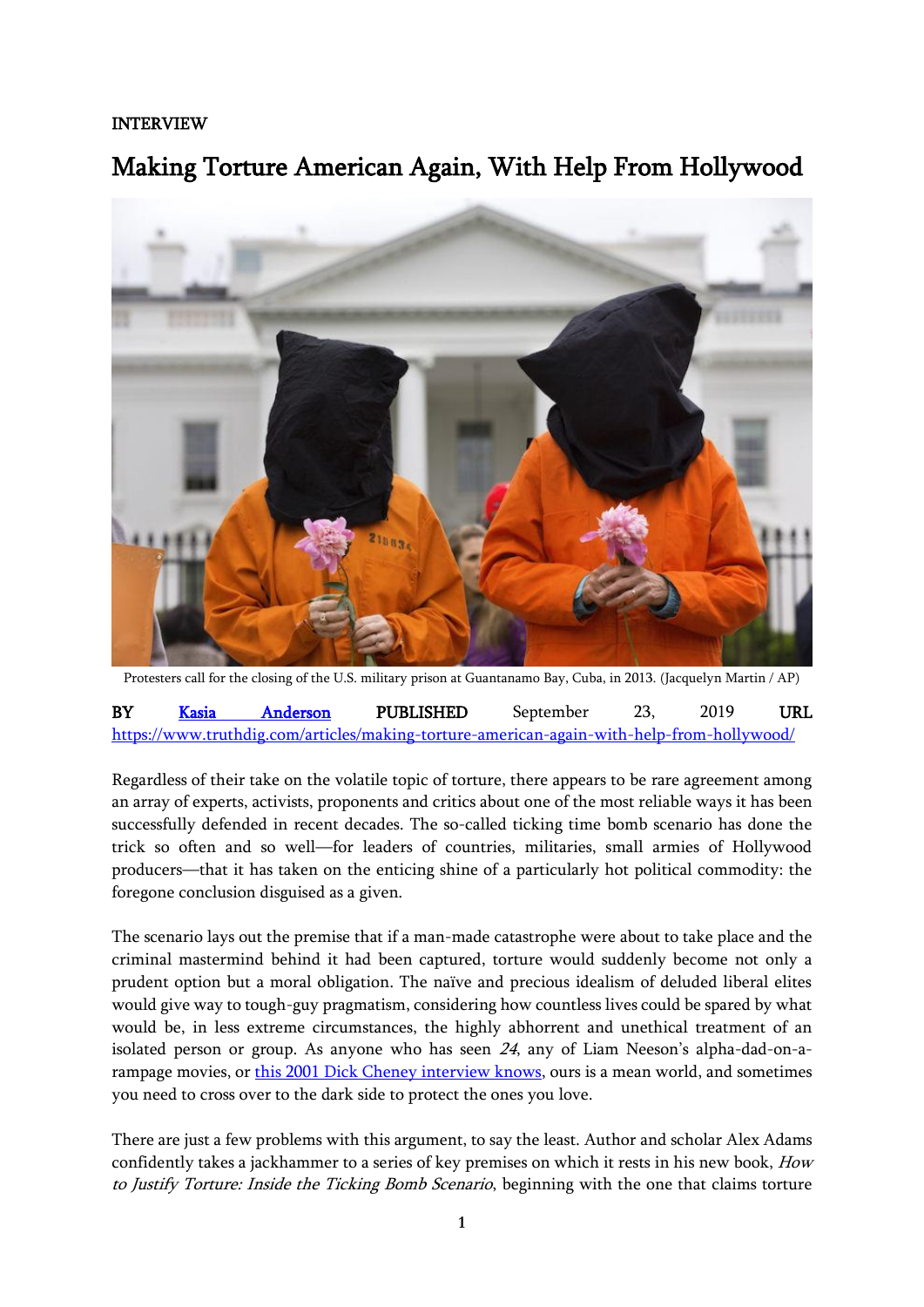INTERVIEW

# Making Torture American Again, With Help From Hollywood

Protesters call for the closing of the U.S. military prison at Guantanamo Bay, Cuba, in 2013. (Jacquelyn Martin / AP)

BY [Kasia Anderson](#) PUBLISHED September 23, 2019 URL [https://www.truthdig.com/articles/making-torture-american-again-with-help-from-hollywood/](https://www.truthdig.com/articles/making-torture-american-again-with-help-from-hollywood/)

Regardless of their take on the volatile topic of torture, there appears to be rare agreement among an array of experts, activists, proponents and critics about one of the most reliable ways it has been successfully defended in recent decades. The so-called ticking time bomb scenario has done the trick so often and so well—for leaders of countries, militaries, small armies of Hollywood producers—that it has taken on the enticing shine of a particularly hot political commodity: the foregone conclusion disguised as a given.

The scenario lays out the premise that if a man-made catastrophe were about to take place and the criminal mastermind behind it had been captured, torture would suddenly become not only a prudent option but a moral obligation. The naïve and precious idealism of deluded liberal elites would give way to tough-guy pragmatism, considering how countless lives could be spared by what would be, in less extreme circumstances, the highly abhorrent and unethical treatment of an isolated person or group. As anyone who has seen *24*, any of Liam Neeson's alpha-dad-on-a-rampage movies, or [this 2001 Dick Cheney interview knows](#), ours is a mean world, and sometimes you need to cross over to the dark side to protect the ones you love.

There are just a few problems with this argument, to say the least. Author and scholar Alex Adams confidently takes a jackhammer to a series of key premises on which it rests in his new book, *How to Justify Torture: Inside the Ticking Bomb Scenario*, beginning with the one that claims torture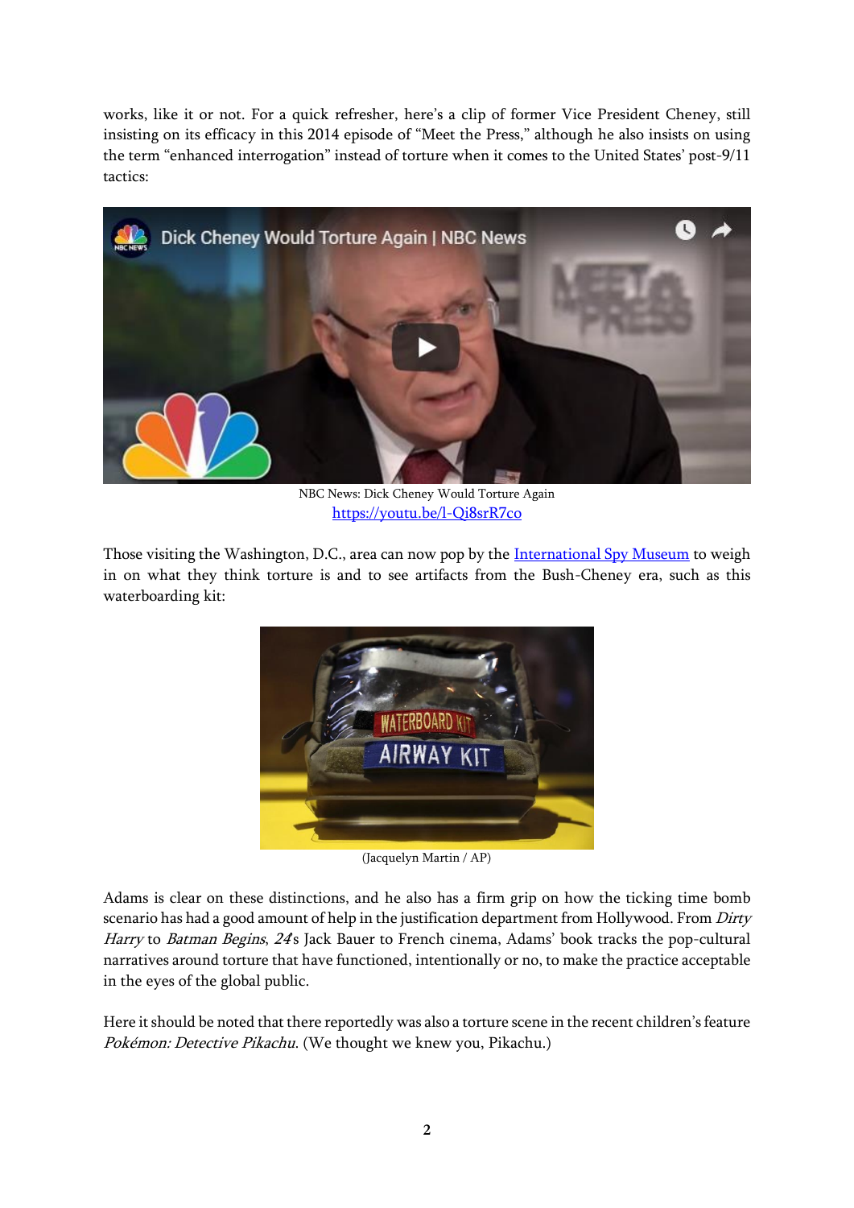works, like it or not. For a quick refresher, here's a clip of former Vice President Cheney, still insisting on its efficacy in this 2014 episode of "Meet the Press," although he also insists on using the term "enhanced interrogation" instead of torture when it comes to the United States' post-9/11 tactics:

NBC News: Dick Cheney Would Torture Again
https://youtu.be/l-Qi8srR7co

Those visiting the Washington, D.C., area can now pop by the International Spy Museum to weigh in on what they think torture is and to see artifacts from the Bush-Cheney era, such as this waterboarding kit:

(Jacquelyn Martin / AP)

Adams is clear on these distinctions, and he also has a firm grip on how the ticking time bomb scenario has had a good amount of help in the justification department from Hollywood. From *Dirty Harry* to *Batman Begins*, *24*'s Jack Bauer to French cinema, Adams' book tracks the pop-cultural narratives around torture that have functioned, intentionally or no, to make the practice acceptable in the eyes of the global public.

Here it should be noted that there reportedly was also a torture scene in the recent children's feature *Pokémon: Detective Pikachu*. (We thought we knew you, Pikachu.)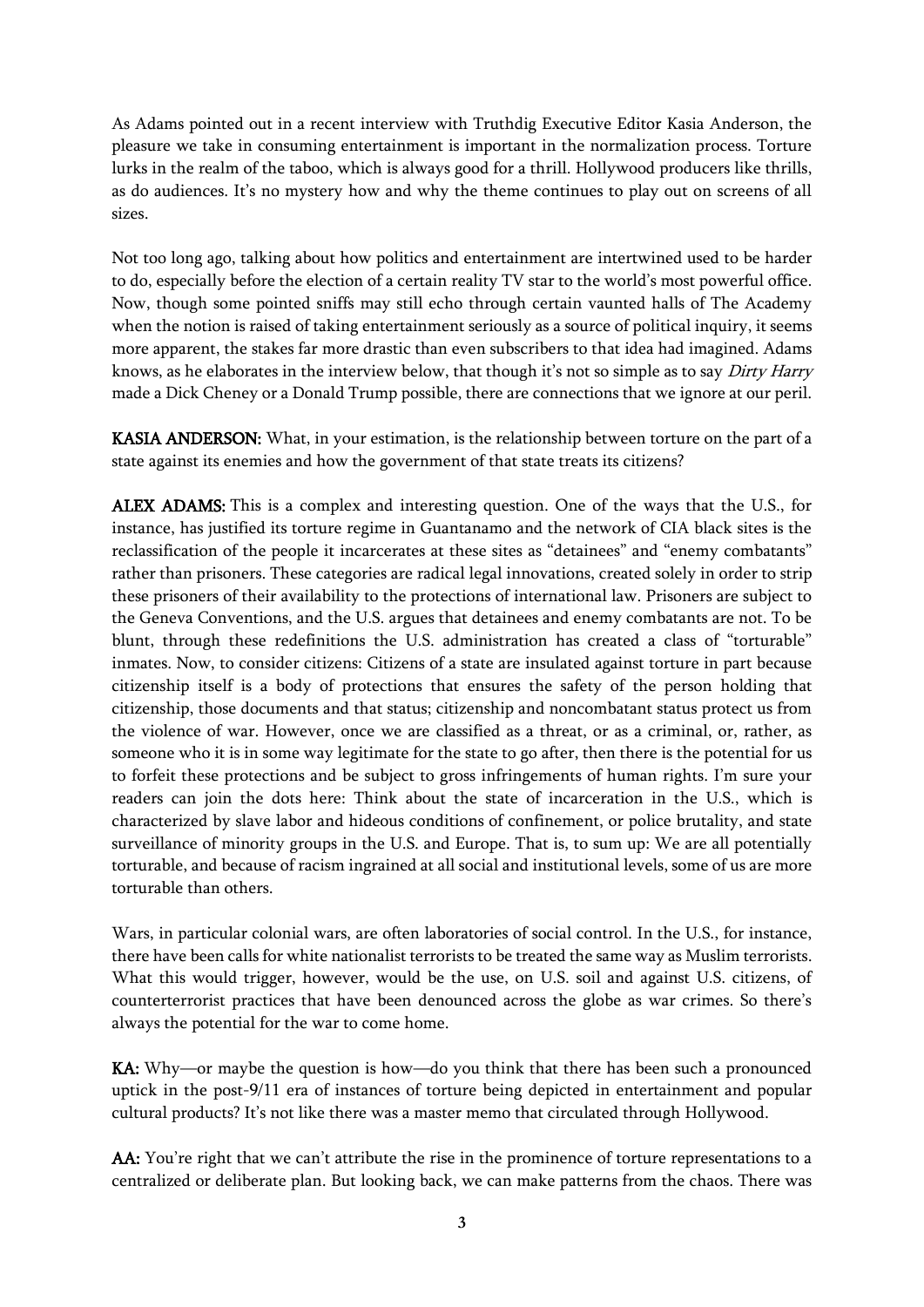As Adams pointed out in a recent interview with Truthdig Executive Editor Kasia Anderson, the pleasure we take in consuming entertainment is important in the normalization process. Torture lurks in the realm of the taboo, which is always good for a thrill. Hollywood producers like thrills, as do audiences. It's no mystery how and why the theme continues to play out on screens of all sizes.

Not too long ago, talking about how politics and entertainment are intertwined used to be harder to do, especially before the election of a certain reality TV star to the world's most powerful office. Now, though some pointed sniffs may still echo through certain vaunted halls of The Academy when the notion is raised of taking entertainment seriously as a source of political inquiry, it seems more apparent, the stakes far more drastic than even subscribers to that idea had imagined. Adams knows, as he elaborates in the interview below, that though it's not so simple as to say *Dirty Harry* made a Dick Cheney or a Donald Trump possible, there are connections that we ignore at our peril.

**KASIA ANDERSON:** What, in your estimation, is the relationship between torture on the part of a state against its enemies and how the government of that state treats its citizens?

**ALEX ADAMS:** This is a complex and interesting question. One of the ways that the U.S., for instance, has justified its torture regime in Guantanamo and the network of CIA black sites is the reclassification of the people it incarcerates at these sites as "detainees" and "enemy combatants" rather than prisoners. These categories are radical legal innovations, created solely in order to strip these prisoners of their availability to the protections of international law. Prisoners are subject to the Geneva Conventions, and the U.S. argues that detainees and enemy combatants are not. To be blunt, through these redefinitions the U.S. administration has created a class of "torturable" inmates. Now, to consider citizens: Citizens of a state are insulated against torture in part because citizenship itself is a body of protections that ensures the safety of the person holding that citizenship, those documents and that status; citizenship and noncombatant status protect us from the violence of war. However, once we are classified as a threat, or as a criminal, or, rather, as someone who it is in some way legitimate for the state to go after, then there is the potential for us to forfeit these protections and be subject to gross infringements of human rights. I'm sure your readers can join the dots here: Think about the state of incarceration in the U.S., which is characterized by slave labor and hideous conditions of confinement, or police brutality, and state surveillance of minority groups in the U.S. and Europe. That is, to sum up: We are all potentially torturable, and because of racism ingrained at all social and institutional levels, some of us are more torturable than others.

Wars, in particular colonial wars, are often laboratories of social control. In the U.S., for instance, there have been calls for white nationalist terrorists to be treated the same way as Muslim terrorists. What this would trigger, however, would be the use, on U.S. soil and against U.S. citizens, of counterterrorist practices that have been denounced across the globe as war crimes. So there's always the potential for the war to come home.

**KA:** Why—or maybe the question is how—do you think that there has been such a pronounced uptick in the post-9/11 era of instances of torture being depicted in entertainment and popular cultural products? It's not like there was a master memo that circulated through Hollywood.

**AA:** You're right that we can't attribute the rise in the prominence of torture representations to a centralized or deliberate plan. But looking back, we can make patterns from the chaos. There was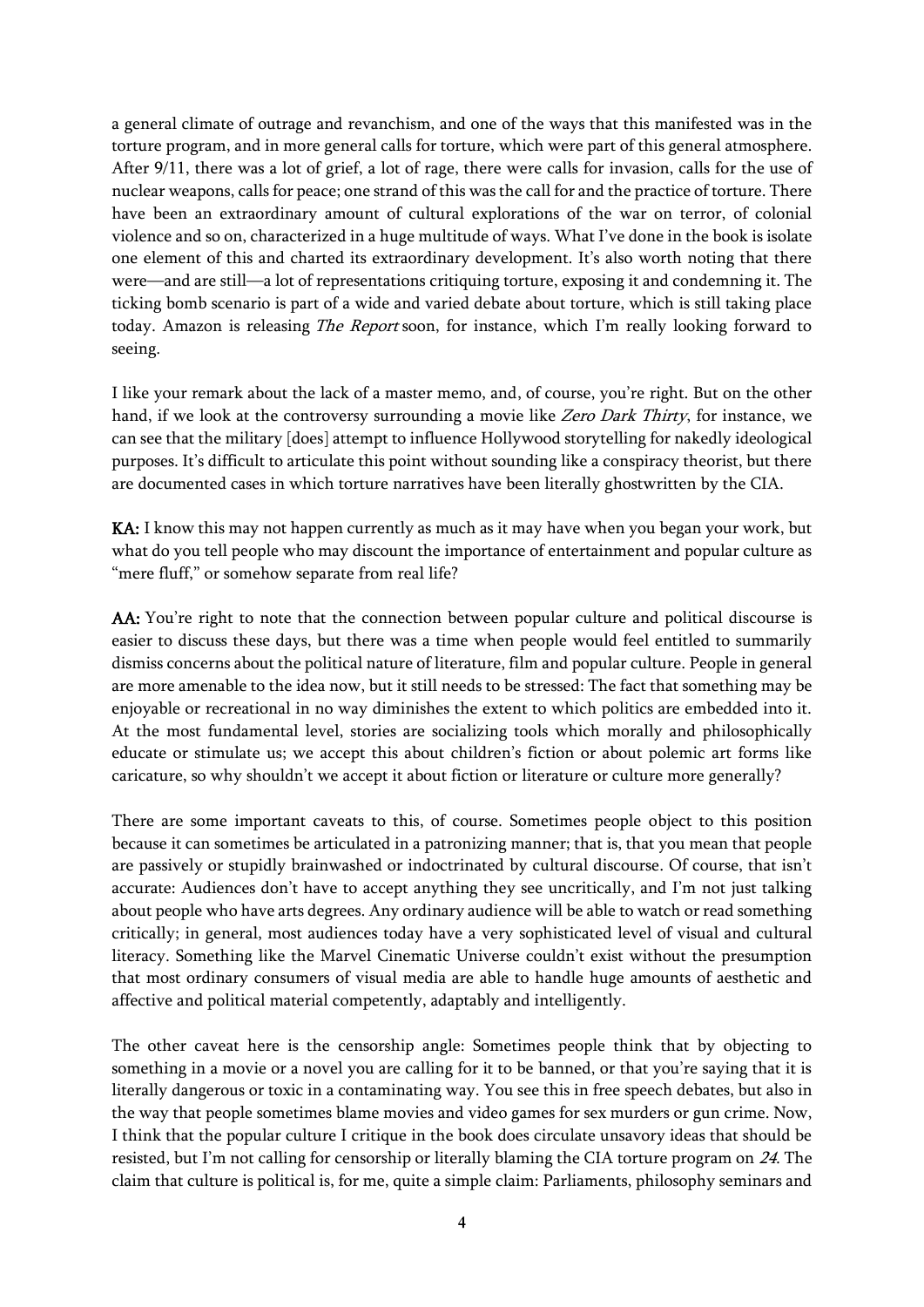a general climate of outrage and revanchism, and one of the ways that this manifested was in the torture program, and in more general calls for torture, which were part of this general atmosphere. After 9/11, there was a lot of grief, a lot of rage, there were calls for invasion, calls for the use of nuclear weapons, calls for peace; one strand of this was the call for and the practice of torture. There have been an extraordinary amount of cultural explorations of the war on terror, of colonial violence and so on, characterized in a huge multitude of ways. What I've done in the book is isolate one element of this and charted its extraordinary development. It's also worth noting that there were—and are still—a lot of representations critiquing torture, exposing it and condemning it. The ticking bomb scenario is part of a wide and varied debate about torture, which is still taking place today. Amazon is releasing *The Report* soon, for instance, which I'm really looking forward to seeing.

I like your remark about the lack of a master memo, and, of course, you're right. But on the other hand, if we look at the controversy surrounding a movie like *Zero Dark Thirty*, for instance, we can see that the military [does] attempt to influence Hollywood storytelling for nakedly ideological purposes. It's difficult to articulate this point without sounding like a conspiracy theorist, but there are documented cases in which torture narratives have been literally ghostwritten by the CIA.

**KA:** I know this may not happen currently as much as it may have when you began your work, but what do you tell people who may discount the importance of entertainment and popular culture as "mere fluff," or somehow separate from real life?

**AA:** You're right to note that the connection between popular culture and political discourse is easier to discuss these days, but there was a time when people would feel entitled to summarily dismiss concerns about the political nature of literature, film and popular culture. People in general are more amenable to the idea now, but it still needs to be stressed: The fact that something may be enjoyable or recreational in no way diminishes the extent to which politics are embedded into it. At the most fundamental level, stories are socializing tools which morally and philosophically educate or stimulate us; we accept this about children's fiction or about polemic art forms like caricature, so why shouldn't we accept it about fiction or literature or culture more generally?

There are some important caveats to this, of course. Sometimes people object to this position because it can sometimes be articulated in a patronizing manner; that is, that you mean that people are passively or stupidly brainwashed or indoctrinated by cultural discourse. Of course, that isn't accurate: Audiences don't have to accept anything they see uncritically, and I'm not just talking about people who have arts degrees. Any ordinary audience will be able to watch or read something critically; in general, most audiences today have a very sophisticated level of visual and cultural literacy. Something like the Marvel Cinematic Universe couldn't exist without the presumption that most ordinary consumers of visual media are able to handle huge amounts of aesthetic and affective and political material competently, adaptably and intelligently.

The other caveat here is the censorship angle: Sometimes people think that by objecting to something in a movie or a novel you are calling for it to be banned, or that you're saying that it is literally dangerous or toxic in a contaminating way. You see this in free speech debates, but also in the way that people sometimes blame movies and video games for sex murders or gun crime. Now, I think that the popular culture I critique in the book does circulate unsavory ideas that should be resisted, but I'm not calling for censorship or literally blaming the CIA torture program on *24*. The claim that culture is political is, for me, quite a simple claim: Parliaments, philosophy seminars and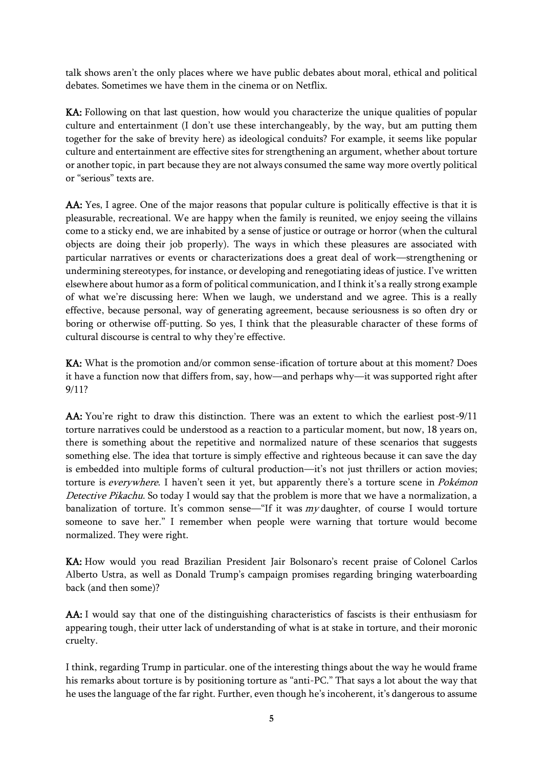talk shows aren't the only places where we have public debates about moral, ethical and political debates. Sometimes we have them in the cinema or on Netflix.

**KA:** Following on that last question, how would you characterize the unique qualities of popular culture and entertainment (I don't use these interchangeably, by the way, but am putting them together for the sake of brevity here) as ideological conduits? For example, it seems like popular culture and entertainment are effective sites for strengthening an argument, whether about torture or another topic, in part because they are not always consumed the same way more overtly political or "serious" texts are.

**AA:** Yes, I agree. One of the major reasons that popular culture is politically effective is that it is pleasurable, recreational. We are happy when the family is reunited, we enjoy seeing the villains come to a sticky end, we are inhabited by a sense of justice or outrage or horror (when the cultural objects are doing their job properly). The ways in which these pleasures are associated with particular narratives or events or characterizations does a great deal of work—strengthening or undermining stereotypes, for instance, or developing and renegotiating ideas of justice. I've written elsewhere about humor as a form of political communication, and I think it's a really strong example of what we're discussing here: When we laugh, we understand and we agree. This is a really effective, because personal, way of generating agreement, because seriousness is so often dry or boring or otherwise off-putting. So yes, I think that the pleasurable character of these forms of cultural discourse is central to why they're effective.

**KA:** What is the promotion and/or common sense-ification of torture about at this moment? Does it have a function now that differs from, say, how—and perhaps why—it was supported right after 9/11?

**AA:** You're right to draw this distinction. There was an extent to which the earliest post-9/11 torture narratives could be understood as a reaction to a particular moment, but now, 18 years on, there is something about the repetitive and normalized nature of these scenarios that suggests something else. The idea that torture is simply effective and righteous because it can save the day is embedded into multiple forms of cultural production—it's not just thrillers or action movies; torture is *everywhere*. I haven't seen it yet, but apparently there's a torture scene in *Pokémon Detective Pikachu*. So today I would say that the problem is more that we have a normalization, a banalization of torture. It's common sense—"If it was *my* daughter, of course I would torture someone to save her." I remember when people were warning that torture would become normalized. They were right.

**KA:** How would you read Brazilian President Jair Bolsonaro's recent praise of Colonel Carlos Alberto Ustra, as well as Donald Trump's campaign promises regarding bringing waterboarding back (and then some)?

**AA:** I would say that one of the distinguishing characteristics of fascists is their enthusiasm for appearing tough, their utter lack of understanding of what is at stake in torture, and their moronic cruelty.

I think, regarding Trump in particular. one of the interesting things about the way he would frame his remarks about torture is by positioning torture as "anti-PC." That says a lot about the way that he uses the language of the far right. Further, even though he's incoherent, it's dangerous to assume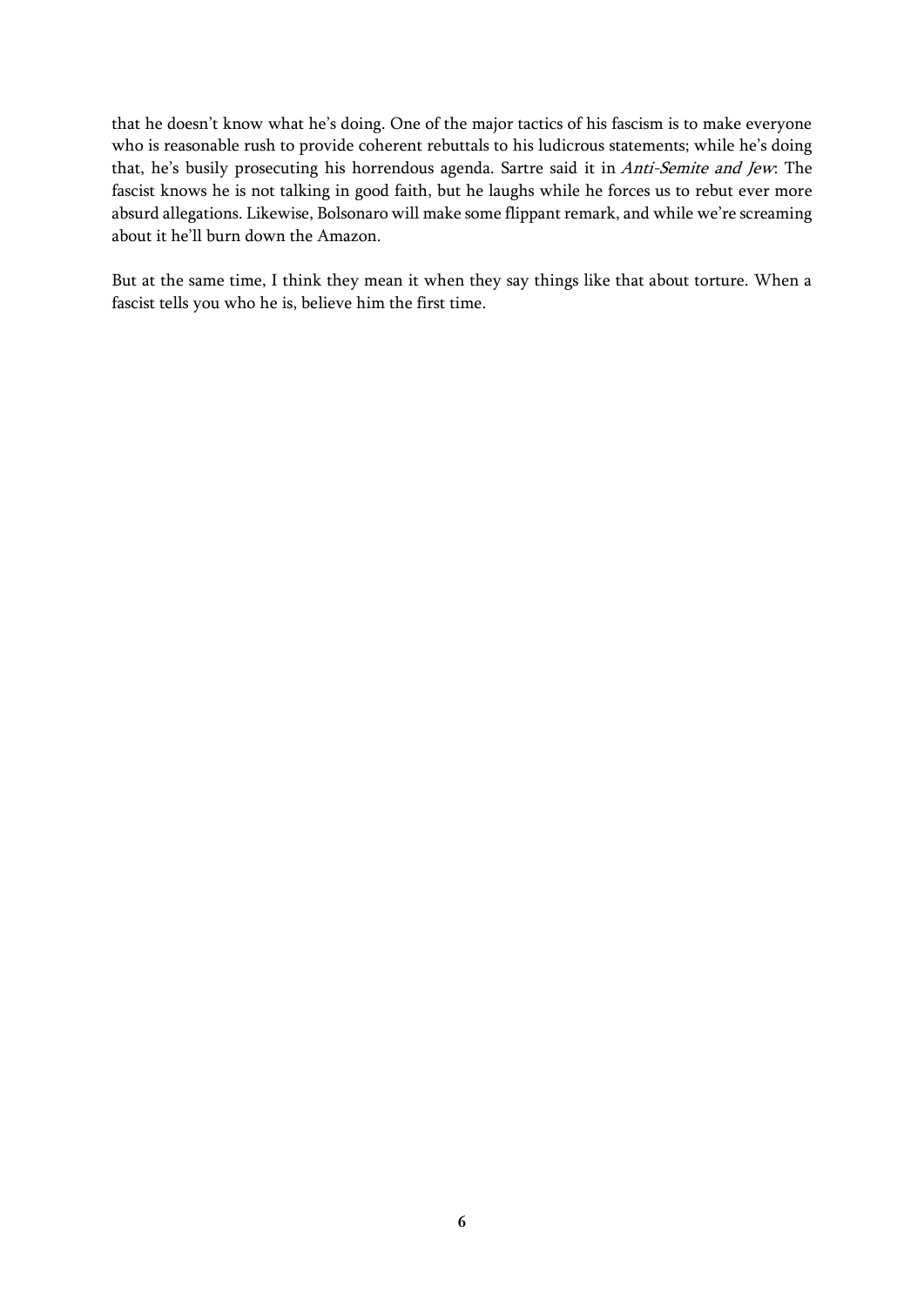that he doesn't know what he's doing. One of the major tactics of his fascism is to make everyone who is reasonable rush to provide coherent rebuttals to his ludicrous statements; while he's doing that, he's busily prosecuting his horrendous agenda. Sartre said it in *Anti-Semite and Jew*: The fascist knows he is not talking in good faith, but he laughs while he forces us to rebut ever more absurd allegations. Likewise, Bolsonaro will make some flippant remark, and while we're screaming about it he'll burn down the Amazon.

But at the same time, I think they mean it when they say things like that about torture. When a fascist tells you who he is, believe him the first time.